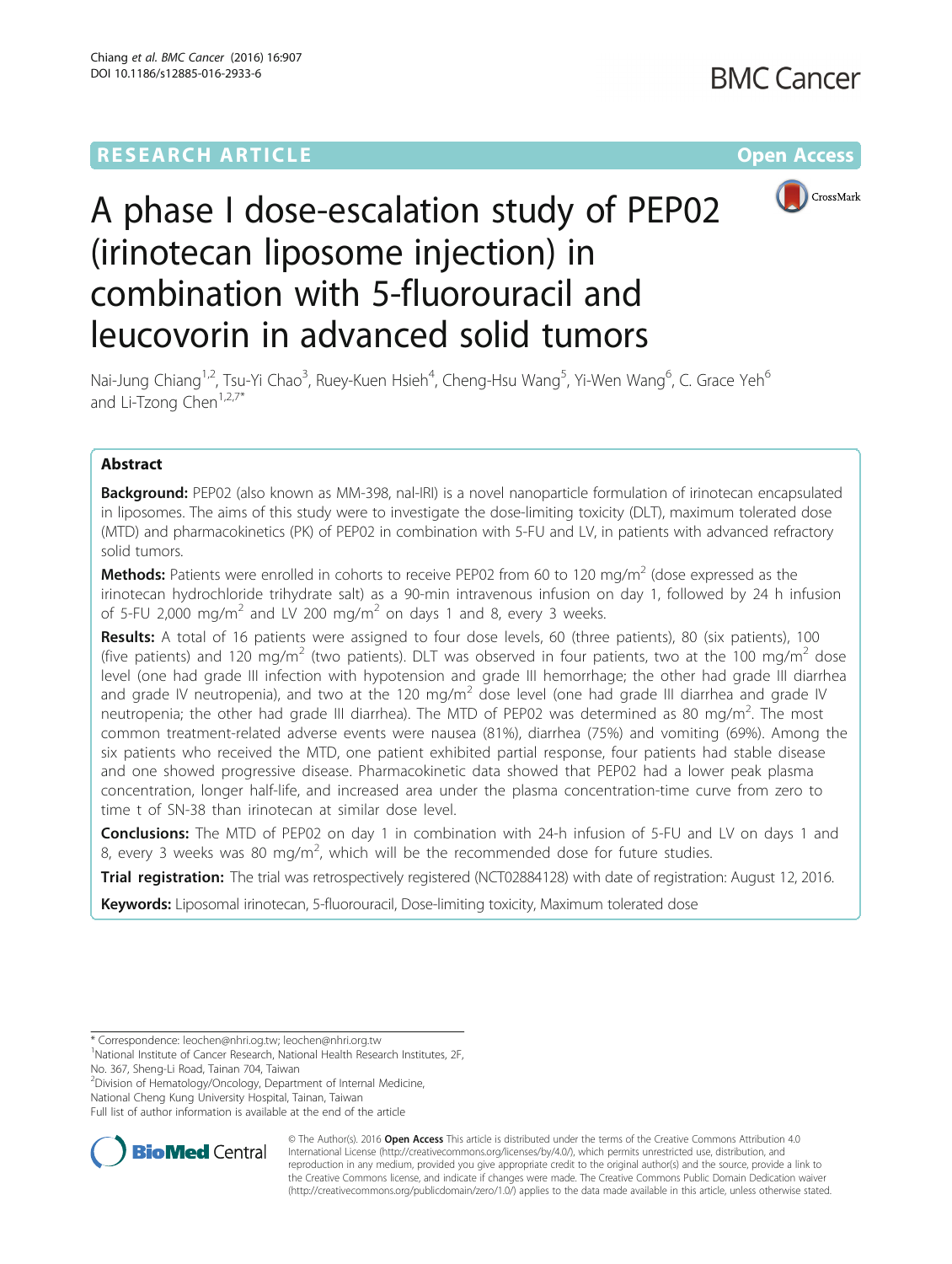RESEARCH ARTICLE

Open Access

# A phase I dose-escalation study of PEP02 (irinotecan liposome injection) in combination with 5-fluorouracil and leucovorin in advanced solid tumors

Nai-Jung Chiang[1,2], Tsu-Yi Chao[3], Ruey-Kuen Hsieh[4], Cheng-Hsu Wang[5], Yi-Wen Wang[6], C. Grace Yeh[6] and Li-Tzong Chen[1,2,7*]

## Abstract

**Background:** PEP02 (also known as MM-398, nal-IRI) is a novel nanoparticle formulation of irinotecan encapsulated in liposomes. The aims of this study were to investigate the dose-limiting toxicity (DLT), maximum tolerated dose (MTD) and pharmacokinetics (PK) of PEP02 in combination with 5-FU and LV, in patients with advanced refractory solid tumors.

**Methods:** Patients were enrolled in cohorts to receive PEP02 from 60 to 120 mg/m$^2$ (dose expressed as the irinotecan hydrochloride trihydrate salt) as a 90-min intravenous infusion on day 1, followed by 24 h infusion of 5-FU 2,000 mg/m$^2$ and LV 200 mg/m$^2$ on days 1 and 8, every 3 weeks.

**Results:** A total of 16 patients were assigned to four dose levels, 60 (three patients), 80 (six patients), 100 (five patients) and 120 mg/m$^2$ (two patients). DLT was observed in four patients, two at the 100 mg/m$^2$ dose level (one had grade III infection with hypotension and grade III hemorrhage; the other had grade III diarrhea and grade IV neutropenia), and two at the 120 mg/m$^2$ dose level (one had grade III diarrhea and grade IV neutropenia; the other had grade III diarrhea). The MTD of PEP02 was determined as 80 mg/m$^2$. The most common treatment-related adverse events were nausea (81%), diarrhea (75%) and vomiting (69%). Among the six patients who received the MTD, one patient exhibited partial response, four patients had stable disease and one showed progressive disease. Pharmacokinetic data showed that PEP02 had a lower peak plasma concentration, longer half-life, and increased area under the plasma concentration-time curve from zero to time t of SN-38 than irinotecan at similar dose level.

**Conclusions:** The MTD of PEP02 on day 1 in combination with 24-h infusion of 5-FU and LV on days 1 and 8, every 3 weeks was 80 mg/m$^2$, which will be the recommended dose for future studies.

**Trial registration:** The trial was retrospectively registered (NCT02884128) with date of registration: August 12, 2016.

**Keywords:** Liposomal irinotecan, 5-fluorouracil, Dose-limiting toxicity, Maximum tolerated dose

---

\* Correspondence: leochen@nhri.og.tw; leochen@nhri.org.tw

[1]National Institute of Cancer Research, National Health Research Institutes, 2F, No. 367, Sheng-Li Road, Tainan 704, Taiwan

[2]Division of Hematology/Oncology, Department of Internal Medicine, National Cheng Kung University Hospital, Tainan, Taiwan

Full list of author information is available at the end of the article

© The Author(s). 2016 **Open Access** This article is distributed under the terms of the Creative Commons Attribution 4.0 International License (http://creativecommons.org/licenses/by/4.0/), which permits unrestricted use, distribution, and reproduction in any medium, provided you give appropriate credit to the original author(s) and the source, provide a link to the Creative Commons license, and indicate if changes were made. The Creative Commons Public Domain Dedication waiver (http://creativecommons.org/publicdomain/zero/1.0/) applies to the data made available in this article, unless otherwise stated.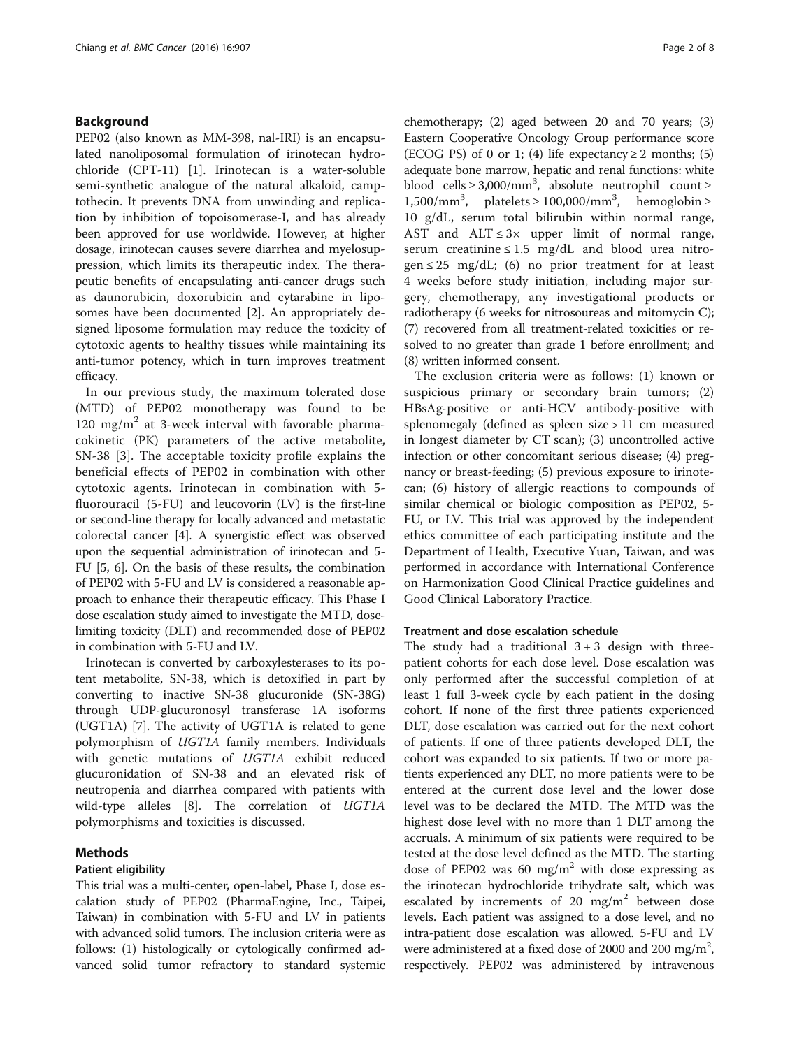## Background

PEP02 (also known as MM-398, nal-IRI) is an encapsulated nanoliposomal formulation of irinotecan hydrochloride (CPT-11) [1]. Irinotecan is a water-soluble semi-synthetic analogue of the natural alkaloid, camptothecin. It prevents DNA from unwinding and replication by inhibition of topoisomerase-I, and has already been approved for use worldwide. However, at higher dosage, irinotecan causes severe diarrhea and myelosuppression, which limits its therapeutic index. The therapeutic benefits of encapsulating anti-cancer drugs such as daunorubicin, doxorubicin and cytarabine in liposomes have been documented [2]. An appropriately designed liposome formulation may reduce the toxicity of cytotoxic agents to healthy tissues while maintaining its anti-tumor potency, which in turn improves treatment efficacy.

In our previous study, the maximum tolerated dose (MTD) of PEP02 monotherapy was found to be 120 mg/m$^2$ at 3-week interval with favorable pharmacokinetic (PK) parameters of the active metabolite, SN-38 [3]. The acceptable toxicity profile explains the beneficial effects of PEP02 in combination with other cytotoxic agents. Irinotecan in combination with 5-fluorouracil (5-FU) and leucovorin (LV) is the first-line or second-line therapy for locally advanced and metastatic colorectal cancer [4]. A synergistic effect was observed upon the sequential administration of irinotecan and 5-FU [5, 6]. On the basis of these results, the combination of PEP02 with 5-FU and LV is considered a reasonable approach to enhance their therapeutic efficacy. This Phase I dose escalation study aimed to investigate the MTD, dose-limiting toxicity (DLT) and recommended dose of PEP02 in combination with 5-FU and LV.

Irinotecan is converted by carboxylesterases to its potent metabolite, SN-38, which is detoxified in part by converting to inactive SN-38 glucuronide (SN-38G) through UDP-glucuronosyl transferase 1A isoforms (UGT1A) [7]. The activity of UGT1A is related to gene polymorphism of *UGT1A* family members. Individuals with genetic mutations of *UGT1A* exhibit reduced glucuronidation of SN-38 and an elevated risk of neutropenia and diarrhea compared with patients with wild-type alleles [8]. The correlation of *UGT1A* polymorphisms and toxicities is discussed.

## Methods

### Patient eligibility

This trial was a multi-center, open-label, Phase I, dose escalation study of PEP02 (PharmaEngine, Inc., Taipei, Taiwan) in combination with 5-FU and LV in patients with advanced solid tumors. The inclusion criteria were as follows: (1) histologically or cytologically confirmed advanced solid tumor refractory to standard systemic chemotherapy; (2) aged between 20 and 70 years; (3) Eastern Cooperative Oncology Group performance score (ECOG PS) of 0 or 1; (4) life expectancy ≥ 2 months; (5) adequate bone marrow, hepatic and renal functions: white blood cells ≥ 3,000/mm$^3$, absolute neutrophil count ≥ 1,500/mm$^3$, platelets ≥ 100,000/mm$^3$, hemoglobin ≥ 10 g/dL, serum total bilirubin within normal range, AST and ALT ≤ 3× upper limit of normal range, serum creatinine ≤ 1.5 mg/dL and blood urea nitrogen ≤ 25 mg/dL; (6) no prior treatment for at least 4 weeks before study initiation, including major surgery, chemotherapy, any investigational products or radiotherapy (6 weeks for nitrosoureas and mitomycin C); (7) recovered from all treatment-related toxicities or resolved to no greater than grade 1 before enrollment; and (8) written informed consent.

The exclusion criteria were as follows: (1) known or suspicious primary or secondary brain tumors; (2) HBsAg-positive or anti-HCV antibody-positive with splenomegaly (defined as spleen size > 11 cm measured in longest diameter by CT scan); (3) uncontrolled active infection or other concomitant serious disease; (4) pregnancy or breast-feeding; (5) previous exposure to irinotecan; (6) history of allergic reactions to compounds of similar chemical or biologic composition as PEP02, 5-FU, or LV. This trial was approved by the independent ethics committee of each participating institute and the Department of Health, Executive Yuan, Taiwan, and was performed in accordance with International Conference on Harmonization Good Clinical Practice guidelines and Good Clinical Laboratory Practice.

### Treatment and dose escalation schedule

The study had a traditional 3 + 3 design with three-patient cohorts for each dose level. Dose escalation was only performed after the successful completion of at least 1 full 3-week cycle by each patient in the dosing cohort. If none of the first three patients experienced DLT, dose escalation was carried out for the next cohort of patients. If one of three patients developed DLT, the cohort was expanded to six patients. If two or more patients experienced any DLT, no more patients were to be entered at the current dose level and the lower dose level was to be declared the MTD. The MTD was the highest dose level with no more than 1 DLT among the accruals. A minimum of six patients were required to be tested at the dose level defined as the MTD. The starting dose of PEP02 was 60 mg/m$^2$ with dose expressing as the irinotecan hydrochloride trihydrate salt, which was escalated by increments of 20 mg/m$^2$ between dose levels. Each patient was assigned to a dose level, and no intra-patient dose escalation was allowed. 5-FU and LV were administered at a fixed dose of 2000 and 200 mg/m$^2$, respectively. PEP02 was administered by intravenous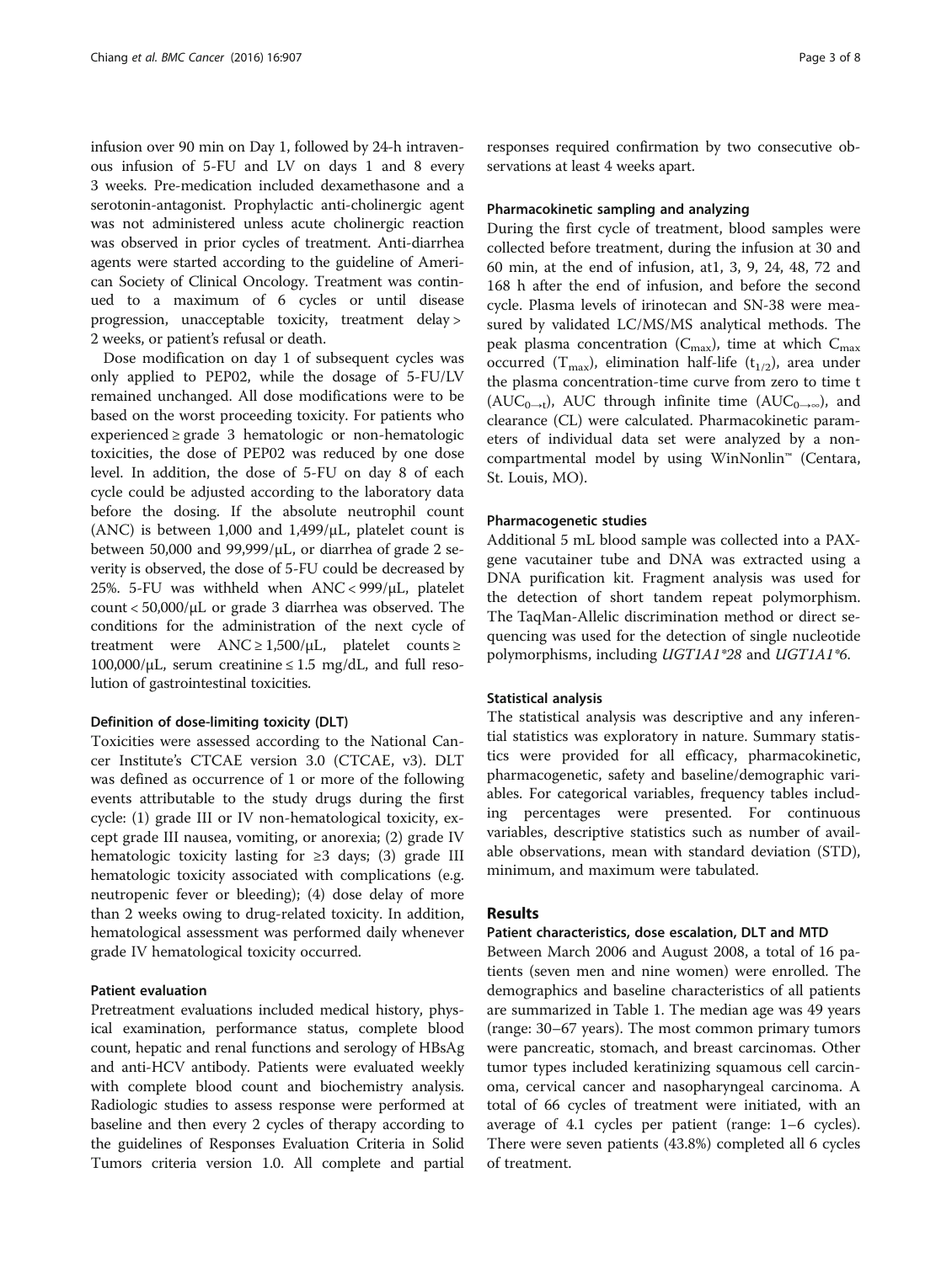infusion over 90 min on Day 1, followed by 24-h intravenous infusion of 5-FU and LV on days 1 and 8 every 3 weeks. Pre-medication included dexamethasone and a serotonin-antagonist. Prophylactic anti-cholinergic agent was not administered unless acute cholinergic reaction was observed in prior cycles of treatment. Anti-diarrhea agents were started according to the guideline of American Society of Clinical Oncology. Treatment was continued to a maximum of 6 cycles or until disease progression, unacceptable toxicity, treatment delay > 2 weeks, or patient's refusal or death.

Dose modification on day 1 of subsequent cycles was only applied to PEP02, while the dosage of 5-FU/LV remained unchanged. All dose modifications were to be based on the worst proceeding toxicity. For patients who experienced ≥ grade 3 hematologic or non-hematologic toxicities, the dose of PEP02 was reduced by one dose level. In addition, the dose of 5-FU on day 8 of each cycle could be adjusted according to the laboratory data before the dosing. If the absolute neutrophil count (ANC) is between 1,000 and 1,499/μL, platelet count is between 50,000 and 99,999/μL, or diarrhea of grade 2 severity is observed, the dose of 5-FU could be decreased by 25%. 5-FU was withheld when ANC < 999/μL, platelet count < 50,000/μL or grade 3 diarrhea was observed. The conditions for the administration of the next cycle of treatment were ANC ≥ 1,500/μL, platelet counts ≥ 100,000/μL, serum creatinine ≤ 1.5 mg/dL, and full resolution of gastrointestinal toxicities.

### Definition of dose-limiting toxicity (DLT)

Toxicities were assessed according to the National Cancer Institute's CTCAE version 3.0 (CTCAE, v3). DLT was defined as occurrence of 1 or more of the following events attributable to the study drugs during the first cycle: (1) grade III or IV non-hematological toxicity, except grade III nausea, vomiting, or anorexia; (2) grade IV hematologic toxicity lasting for ≥3 days; (3) grade III hematologic toxicity associated with complications (e.g. neutropenic fever or bleeding); (4) dose delay of more than 2 weeks owing to drug-related toxicity. In addition, hematological assessment was performed daily whenever grade IV hematological toxicity occurred.

### Patient evaluation

Pretreatment evaluations included medical history, physical examination, performance status, complete blood count, hepatic and renal functions and serology of HBsAg and anti-HCV antibody. Patients were evaluated weekly with complete blood count and biochemistry analysis. Radiologic studies to assess response were performed at baseline and then every 2 cycles of therapy according to the guidelines of Responses Evaluation Criteria in Solid Tumors criteria version 1.0. All complete and partial responses required confirmation by two consecutive observations at least 4 weeks apart.

### Pharmacokinetic sampling and analyzing

During the first cycle of treatment, blood samples were collected before treatment, during the infusion at 30 and 60 min, at the end of infusion, at1, 3, 9, 24, 48, 72 and 168 h after the end of infusion, and before the second cycle. Plasma levels of irinotecan and SN-38 were measured by validated LC/MS/MS analytical methods. The peak plasma concentration ($C_{max}$), time at which $C_{max}$ occurred ($T_{max}$), elimination half-life ($t_{1/2}$), area under the plasma concentration-time curve from zero to time t ($AUC_{0\rightarrow t}$), AUC through infinite time ($AUC_{0\rightarrow\infty}$), and clearance (CL) were calculated. Pharmacokinetic parameters of individual data set were analyzed by a non-compartmental model by using WinNonlin™ (Centara, St. Louis, MO).

### Pharmacogenetic studies

Additional 5 mL blood sample was collected into a PAXgene vacutainer tube and DNA was extracted using a DNA purification kit. Fragment analysis was used for the detection of short tandem repeat polymorphism. The TaqMan-Allelic discrimination method or direct sequencing was used for the detection of single nucleotide polymorphisms, including *UGT1A1\*28* and *UGT1A1\*6*.

### Statistical analysis

The statistical analysis was descriptive and any inferential statistics was exploratory in nature. Summary statistics were provided for all efficacy, pharmacokinetic, pharmacogenetic, safety and baseline/demographic variables. For categorical variables, frequency tables including percentages were presented. For continuous variables, descriptive statistics such as number of available observations, mean with standard deviation (STD), minimum, and maximum were tabulated.

## Results

### Patient characteristics, dose escalation, DLT and MTD

Between March 2006 and August 2008, a total of 16 patients (seven men and nine women) were enrolled. The demographics and baseline characteristics of all patients are summarized in Table 1. The median age was 49 years (range: 30–67 years). The most common primary tumors were pancreatic, stomach, and breast carcinomas. Other tumor types included keratinizing squamous cell carcinoma, cervical cancer and nasopharyngeal carcinoma. A total of 66 cycles of treatment were initiated, with an average of 4.1 cycles per patient (range: 1–6 cycles). There were seven patients (43.8%) completed all 6 cycles of treatment.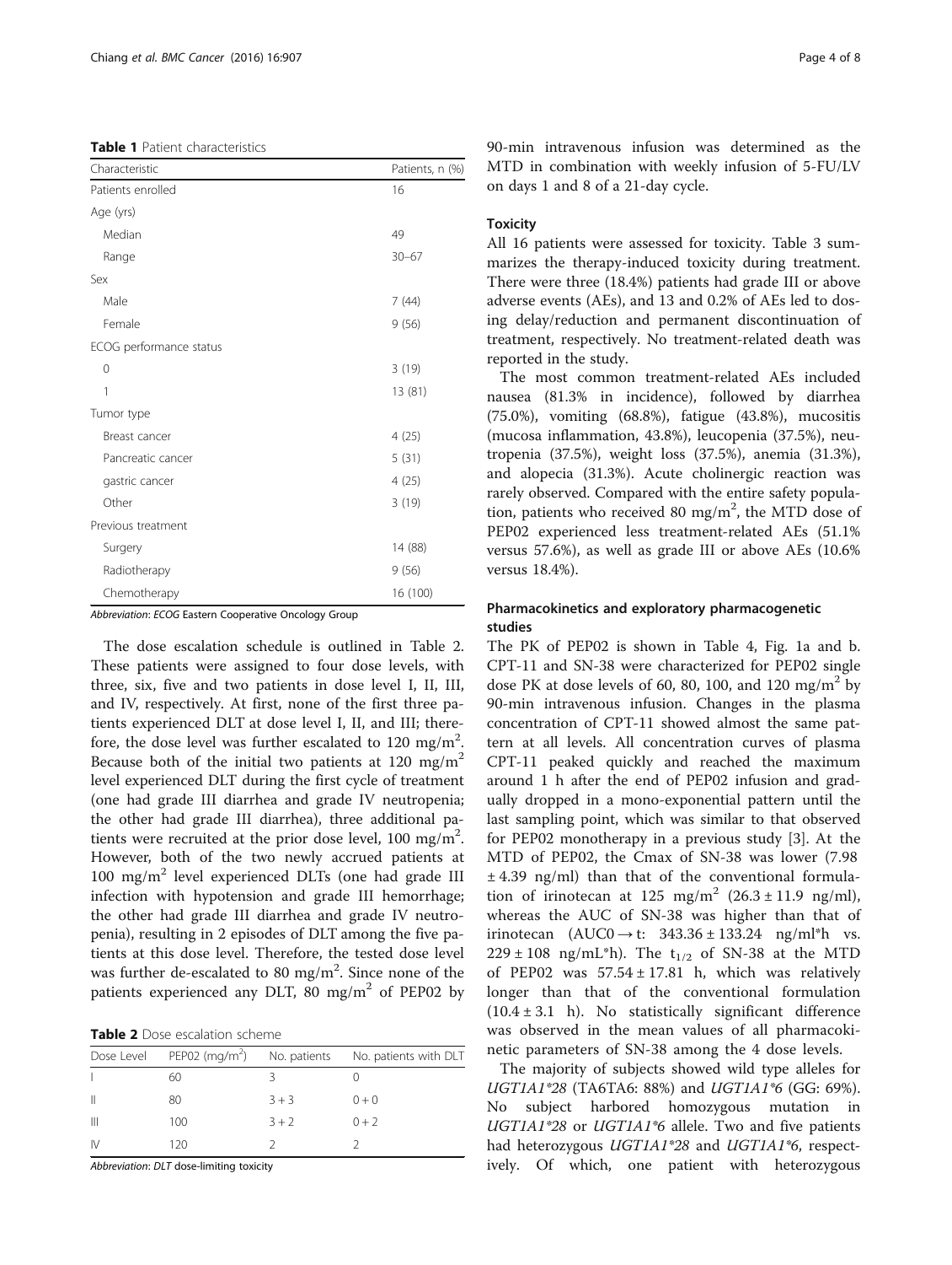**Table 1** Patient characteristics

| Characteristic | Patients, n (%) |
|---|---|
| Patients enrolled | 16 |
| Age (yrs) | |
| Median | 49 |
| Range | 30–67 |
| Sex | |
| Male | 7 (44) |
| Female | 9 (56) |
| ECOG performance status | |
| 0 | 3 (19) |
| 1 | 13 (81) |
| Tumor type | |
| Breast cancer | 4 (25) |
| Pancreatic cancer | 5 (31) |
| gastric cancer | 4 (25) |
| Other | 3 (19) |
| Previous treatment | |
| Surgery | 14 (88) |
| Radiotherapy | 9 (56) |
| Chemotherapy | 16 (100) |

*Abbreviation*: *ECOG* Eastern Cooperative Oncology Group

The dose escalation schedule is outlined in Table 2. These patients were assigned to four dose levels, with three, six, five and two patients in dose level I, II, III, and IV, respectively. At first, none of the first three patients experienced DLT at dose level I, II, and III; therefore, the dose level was further escalated to 120 mg/m$^2$. Because both of the initial two patients at 120 mg/m$^2$ level experienced DLT during the first cycle of treatment (one had grade III diarrhea and grade IV neutropenia; the other had grade III diarrhea), three additional patients were recruited at the prior dose level, 100 mg/m$^2$. However, both of the two newly accrued patients at 100 mg/m$^2$ level experienced DLTs (one had grade III infection with hypotension and grade III hemorrhage; the other had grade III diarrhea and grade IV neutropenia), resulting in 2 episodes of DLT among the five patients at this dose level. Therefore, the tested dose level was further de-escalated to 80 mg/m$^2$. Since none of the patients experienced any DLT, 80 mg/m$^2$ of PEP02 by 90-min intravenous infusion was determined as the MTD in combination with weekly infusion of 5-FU/LV on days 1 and 8 of a 21-day cycle.

**Table 2** Dose escalation scheme

| Dose Level | PEP02 (mg/m$^2$) | No. patients | No. patients with DLT |
|---|---|---|---|
| I | 60 | 3 | 0 |
| II | 80 | 3 + 3 | 0 + 0 |
| III | 100 | 3 + 2 | 0 + 2 |
| IV | 120 | 2 | 2 |

*Abbreviation*: *DLT* dose-limiting toxicity

### Toxicity

All 16 patients were assessed for toxicity. Table 3 summarizes the therapy-induced toxicity during treatment. There were three (18.4%) patients had grade III or above adverse events (AEs), and 13 and 0.2% of AEs led to dosing delay/reduction and permanent discontinuation of treatment, respectively. No treatment-related death was reported in the study.

The most common treatment-related AEs included nausea (81.3% in incidence), followed by diarrhea (75.0%), vomiting (68.8%), fatigue (43.8%), mucositis (mucosa inflammation, 43.8%), leucopenia (37.5%), neutropenia (37.5%), weight loss (37.5%), anemia (31.3%), and alopecia (31.3%). Acute cholinergic reaction was rarely observed. Compared with the entire safety population, patients who received 80 mg/m$^2$, the MTD dose of PEP02 experienced less treatment-related AEs (51.1% versus 57.6%), as well as grade III or above AEs (10.6% versus 18.4%).

### Pharmacokinetics and exploratory pharmacogenetic studies

The PK of PEP02 is shown in Table 4, Fig. 1a and b. CPT-11 and SN-38 were characterized for PEP02 single dose PK at dose levels of 60, 80, 100, and 120 mg/m$^2$ by 90-min intravenous infusion. Changes in the plasma concentration of CPT-11 showed almost the same pattern at all levels. All concentration curves of plasma CPT-11 peaked quickly and reached the maximum around 1 h after the end of PEP02 infusion and gradually dropped in a mono-exponential pattern until the last sampling point, which was similar to that observed for PEP02 monotherapy in a previous study [3]. At the MTD of PEP02, the Cmax of SN-38 was lower (7.98 ± 4.39 ng/ml) than that of the conventional formulation of irinotecan at 125 mg/m$^2$ (26.3 ± 11.9 ng/ml), whereas the AUC of SN-38 was higher than that of irinotecan ($AUC_{0 \rightarrow t}$: 343.36 ± 133.24 ng/ml*h vs. 229 ± 108 ng/mL*h). The $t_{1/2}$ of SN-38 at the MTD of PEP02 was 57.54 ± 17.81 h, which was relatively longer than that of the conventional formulation (10.4 ± 3.1 h). No statistically significant difference was observed in the mean values of all pharmacokinetic parameters of SN-38 among the 4 dose levels.

The majority of subjects showed wild type alleles for *UGT1A1\*28* (TA6TA6: 88%) and *UGT1A1\*6* (GG: 69%). No subject harbored homozygous mutation in *UGT1A1\*28* or *UGT1A1\*6* allele. Two and five patients had heterozygous *UGT1A1\*28* and *UGT1A1\*6*, respectively. Of which, one patient with heterozygous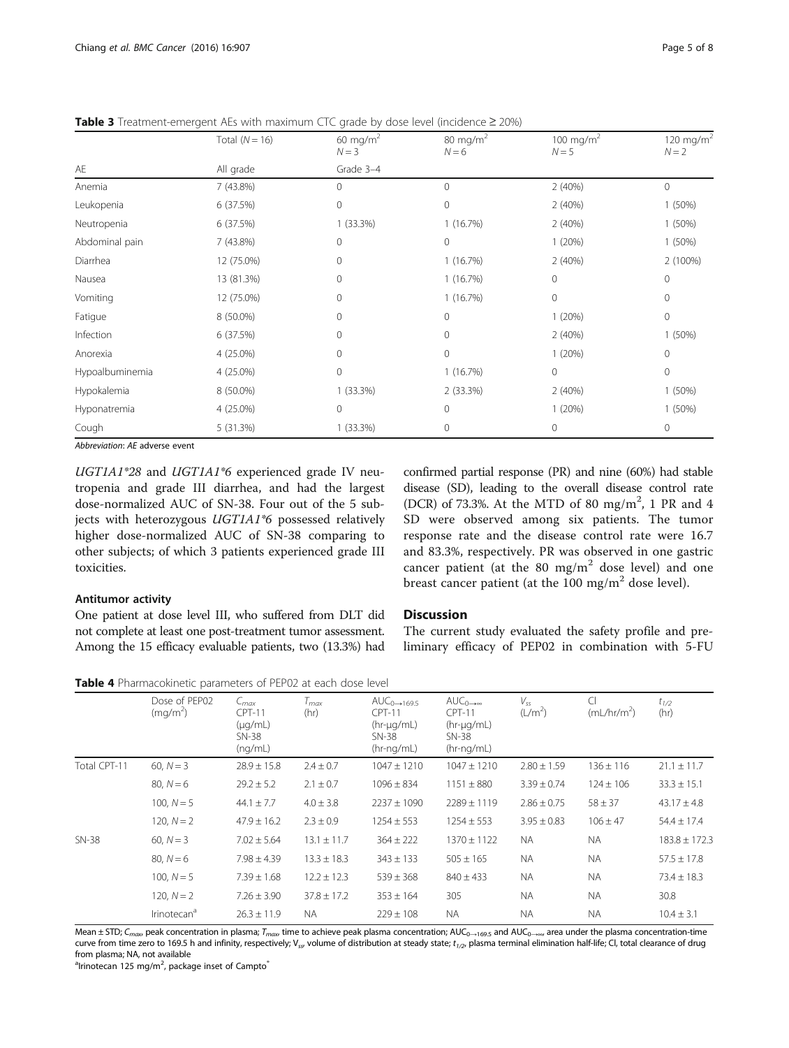**Table 3** Treatment-emergent AEs with maximum CTC grade by dose level (incidence ≥ 20%)

| | Total (N = 16) | 60 mg/m$^2$ N = 3 | 80 mg/m$^2$ N = 6 | 100 mg/m$^2$ N = 5 | 120 mg/m$^2$ N = 2 |
|---|---|---|---|---|---|
| AE | All grade | Grade 3–4 | | | |
| Anemia | 7 (43.8%) | 0 | 0 | 2 (40%) | 0 |
| Leukopenia | 6 (37.5%) | 0 | 0 | 2 (40%) | 1 (50%) |
| Neutropenia | 6 (37.5%) | 1 (33.3%) | 1 (16.7%) | 2 (40%) | 1 (50%) |
| Abdominal pain | 7 (43.8%) | 0 | 0 | 1 (20%) | 1 (50%) |
| Diarrhea | 12 (75.0%) | 0 | 1 (16.7%) | 2 (40%) | 2 (100%) |
| Nausea | 13 (81.3%) | 0 | 1 (16.7%) | 0 | 0 |
| Vomiting | 12 (75.0%) | 0 | 1 (16.7%) | 0 | 0 |
| Fatigue | 8 (50.0%) | 0 | 0 | 1 (20%) | 0 |
| Infection | 6 (37.5%) | 0 | 0 | 2 (40%) | 1 (50%) |
| Anorexia | 4 (25.0%) | 0 | 0 | 1 (20%) | 0 |
| Hypoalbuminemia | 4 (25.0%) | 0 | 1 (16.7%) | 0 | 0 |
| Hypokalemia | 8 (50.0%) | 1 (33.3%) | 2 (33.3%) | 2 (40%) | 1 (50%) |
| Hyponatremia | 4 (25.0%) | 0 | 0 | 1 (20%) | 1 (50%) |
| Cough | 5 (31.3%) | 1 (33.3%) | 0 | 0 | 0 |

*Abbreviation*: *AE* adverse event

*UGT1A1\*28* and *UGT1A1\*6* experienced grade IV neutropenia and grade III diarrhea, and had the largest dose-normalized AUC of SN-38. Four out of the 5 subjects with heterozygous *UGT1A1\*6* possessed relatively higher dose-normalized AUC of SN-38 comparing to other subjects; of which 3 patients experienced grade III toxicities.

### Antitumor activity

One patient at dose level III, who suffered from DLT did not complete at least one post-treatment tumor assessment. Among the 15 efficacy evaluable patients, two (13.3%) had confirmed partial response (PR) and nine (60%) had stable disease (SD), leading to the overall disease control rate (DCR) of 73.3%. At the MTD of 80 mg/m$^2$, 1 PR and 4 SD were observed among six patients. The tumor response rate and the disease control rate were 16.7 and 83.3%, respectively. PR was observed in one gastric cancer patient (at the 80 mg/m$^2$ dose level) and one breast cancer patient (at the 100 mg/m$^2$ dose level).

## Discussion

The current study evaluated the safety profile and preliminary efficacy of PEP02 in combination with 5-FU

**Table 4** Pharmacokinetic parameters of PEP02 at each dose level

| | Dose of PEP02 (mg/m$^2$) | $C_{max}$ CPT-11 (μg/mL) SN-38 (ng/mL) | $T_{max}$ (hr) | $AUC_{0\rightarrow169.5}$ CPT-11 (hr-μg/mL) SN-38 (hr-ng/mL) | $AUC_{0\rightarrow\infty}$ CPT-11 (hr-μg/mL) SN-38 (hr-ng/mL) | $V_{ss}$ (L/m$^2$) | Cl (mL/hr/m$^2$) | $t_{1/2}$ (hr) |
|---|---|---|---|---|---|---|---|---|
| Total CPT-11 | 60, N = 3 | 28.9 ± 15.8 | 2.4 ± 0.7 | 1047 ± 1210 | 1047 ± 1210 | 2.80 ± 1.59 | 136 ± 116 | 21.1 ± 11.7 |
| | 80, N = 6 | 29.2 ± 5.2 | 2.1 ± 0.7 | 1096 ± 834 | 1151 ± 880 | 3.39 ± 0.74 | 124 ± 106 | 33.3 ± 15.1 |
| | 100, N = 5 | 44.1 ± 7.7 | 4.0 ± 3.8 | 2237 ± 1090 | 2289 ± 1119 | 2.86 ± 0.75 | 58 ± 37 | 43.17 ± 4.8 |
| | 120, N = 2 | 47.9 ± 16.2 | 2.3 ± 0.9 | 1254 ± 553 | 1254 ± 553 | 3.95 ± 0.83 | 106 ± 47 | 54.4 ± 17.4 |
| SN-38 | 60, N = 3 | 7.02 ± 5.64 | 13.1 ± 11.7 | 364 ± 222 | 1370 ± 1122 | NA | NA | 183.8 ± 172.3 |
| | 80, N = 6 | 7.98 ± 4.39 | 13.3 ± 18.3 | 343 ± 133 | 505 ± 165 | NA | NA | 57.5 ± 17.8 |
| | 100, N = 5 | 7.39 ± 1.68 | 12.2 ± 12.3 | 539 ± 368 | 840 ± 433 | NA | NA | 73.4 ± 18.3 |
| | 120, N = 2 | 7.26 ± 3.90 | 37.8 ± 17.2 | 353 ± 164 | 305 | NA | NA | 30.8 |
| | Irinotecan[a] | 26.3 ± 11.9 | NA | 229 ± 108 | NA | NA | NA | 10.4 ± 3.1 |

Mean ± STD; $C_{max}$, peak concentration in plasma; $T_{max}$, time to achieve peak plasma concentration; $AUC_{0\rightarrow169.5}$ and $AUC_{0\rightarrow\infty}$, area under the plasma concentration-time curve from time zero to 169.5 h and infinity, respectively; $V_{ss}$, volume of distribution at steady state; $t_{1/2}$, plasma terminal elimination half-life; Cl, total clearance of drug from plasma; NA, not available

[a]Irinotecan 125 mg/m$^2$, package inset of Campto®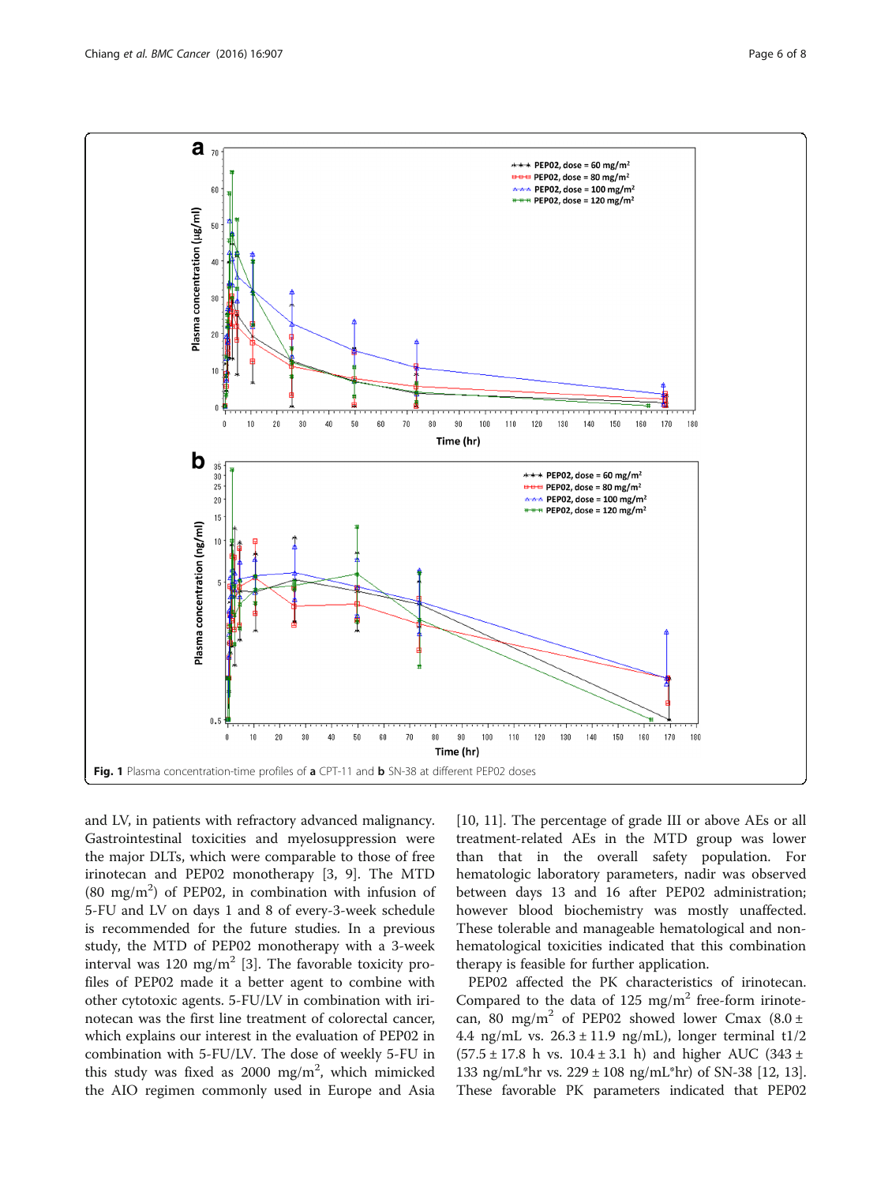Fig. 1 Plasma concentration-time profiles of **a** CPT-11 and **b** SN-38 at different PEP02 doses

and LV, in patients with refractory advanced malignancy. Gastrointestinal toxicities and myelosuppression were the major DLTs, which were comparable to those of free irinotecan and PEP02 monotherapy [3, 9]. The MTD (80 mg/m$^2$) of PEP02, in combination with infusion of 5-FU and LV on days 1 and 8 of every-3-week schedule is recommended for the future studies. In a previous study, the MTD of PEP02 monotherapy with a 3-week interval was 120 mg/m$^2$ [3]. The favorable toxicity profiles of PEP02 made it a better agent to combine with other cytotoxic agents. 5-FU/LV in combination with irinotecan was the first line treatment of colorectal cancer, which explains our interest in the evaluation of PEP02 in combination with 5-FU/LV. The dose of weekly 5-FU in this study was fixed as 2000 mg/m$^2$, which mimicked the AIO regimen commonly used in Europe and Asia [10, 11]. The percentage of grade III or above AEs or all treatment-related AEs in the MTD group was lower than that in the overall safety population. For hematologic laboratory parameters, nadir was observed between days 13 and 16 after PEP02 administration; however blood biochemistry was mostly unaffected. These tolerable and manageable hematological and non-hematological toxicities indicated that this combination therapy is feasible for further application.

PEP02 affected the PK characteristics of irinotecan. Compared to the data of 125 mg/m$^2$ free-form irinotecan, 80 mg/m$^2$ of PEP02 showed lower Cmax (8.0 ± 4.4 ng/mL vs. 26.3 ± 11.9 ng/mL), longer terminal t1/2 (57.5 ± 17.8 h vs. 10.4 ± 3.1 h) and higher AUC (343 ± 133 ng/mL*hr vs. 229 ± 108 ng/mL*hr) of SN-38 [12, 13]. These favorable PK parameters indicated that PEP02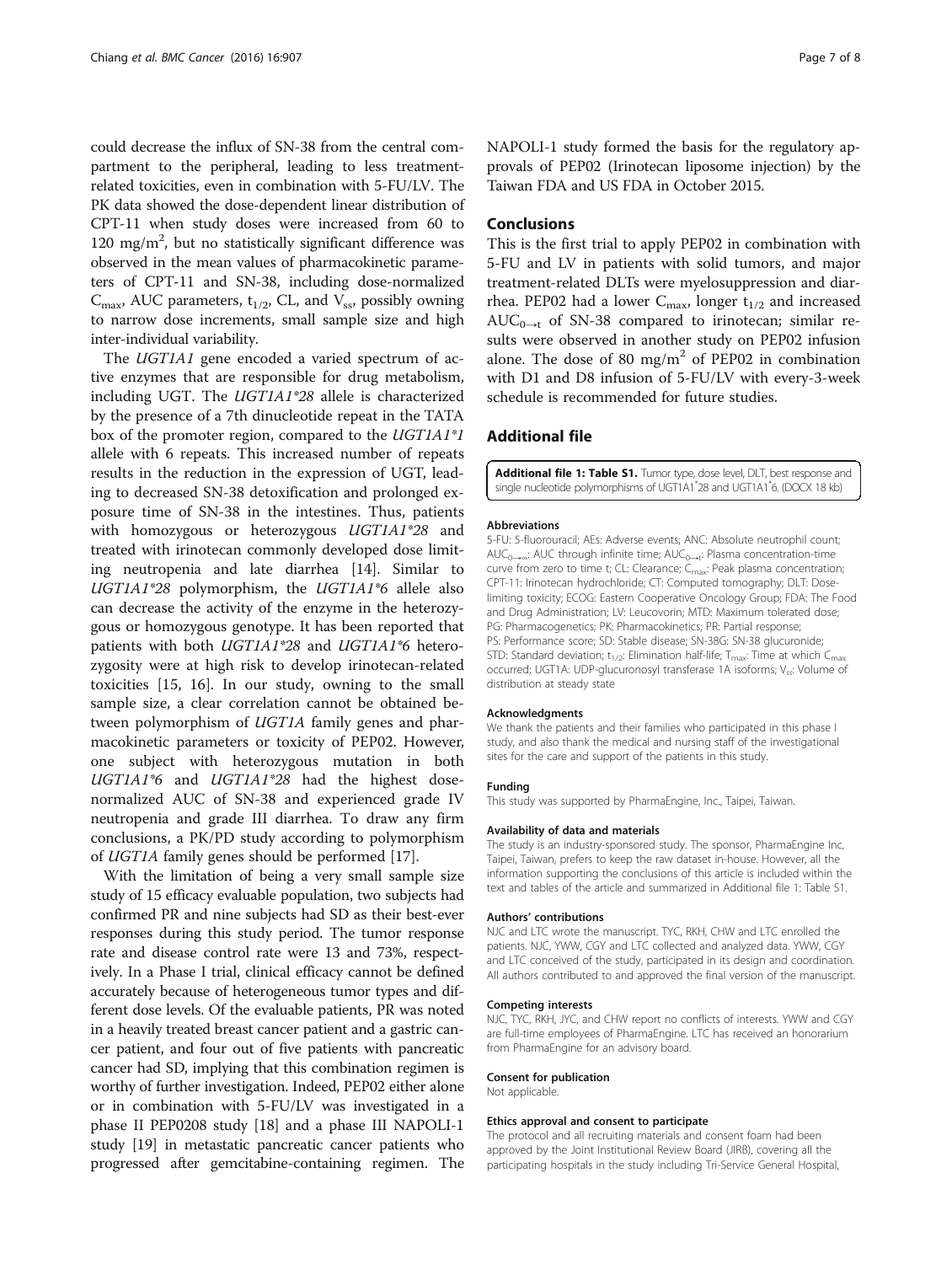could decrease the influx of SN-38 from the central compartment to the peripheral, leading to less treatment-related toxicities, even in combination with 5-FU/LV. The PK data showed the dose-dependent linear distribution of CPT-11 when study doses were increased from 60 to 120 $mg/m^2$, but no statistically significant difference was observed in the mean values of pharmacokinetic parameters of CPT-11 and SN-38, including dose-normalized $C_{max}$, AUC parameters, $t_{1/2}$, CL, and $V_{ss}$, possibly owning to narrow dose increments, small sample size and high inter-individual variability.

The *UGT1A1* gene encoded a varied spectrum of active enzymes that are responsible for drug metabolism, including UGT. The *UGT1A1*28* allele is characterized by the presence of a 7th dinucleotide repeat in the TATA box of the promoter region, compared to the *UGT1A1*1* allele with 6 repeats. This increased number of repeats results in the reduction in the expression of UGT, leading to decreased SN-38 detoxification and prolonged exposure time of SN-38 in the intestines. Thus, patients with homozygous or heterozygous *UGT1A1*28* and treated with irinotecan commonly developed dose limiting neutropenia and late diarrhea [14]. Similar to *UGT1A1*28* polymorphism, the *UGT1A1*6* allele also can decrease the activity of the enzyme in the heterozygous or homozygous genotype. It has been reported that patients with both *UGT1A1*28* and *UGT1A1*6* heterozygosity were at high risk to develop irinotecan-related toxicities [15, 16]. In our study, owning to the small sample size, a clear correlation cannot be obtained between polymorphism of *UGT1A* family genes and pharmacokinetic parameters or toxicity of PEP02. However, one subject with heterozygous mutation in both *UGT1A1*6* and *UGT1A1*28* had the highest dose-normalized AUC of SN-38 and experienced grade IV neutropenia and grade III diarrhea. To draw any firm conclusions, a PK/PD study according to polymorphism of *UGT1A* family genes should be performed [17].

With the limitation of being a very small sample size study of 15 efficacy evaluable population, two subjects had confirmed PR and nine subjects had SD as their best-ever responses during this study period. The tumor response rate and disease control rate were 13 and 73%, respectively. In a Phase I trial, clinical efficacy cannot be defined accurately because of heterogeneous tumor types and different dose levels. Of the evaluable patients, PR was noted in a heavily treated breast cancer patient and a gastric cancer patient, and four out of five patients with pancreatic cancer had SD, implying that this combination regimen is worthy of further investigation. Indeed, PEP02 either alone or in combination with 5-FU/LV was investigated in a phase II PEP0208 study [18] and a phase III NAPOLI-1 study [19] in metastatic pancreatic cancer patients who progressed after gemcitabine-containing regimen. The NAPOLI-1 study formed the basis for the regulatory approvals of PEP02 (Irinotecan liposome injection) by the Taiwan FDA and US FDA in October 2015.

## Conclusions

This is the first trial to apply PEP02 in combination with 5-FU and LV in patients with solid tumors, and major treatment-related DLTs were myelosuppression and diarrhea. PEP02 had a lower $C_{max}$, longer $t_{1/2}$ and increased $AUC_{0\rightarrow t}$ of SN-38 compared to irinotecan; similar results were observed in another study on PEP02 infusion alone. The dose of 80 $mg/m^2$ of PEP02 in combination with D1 and D8 infusion of 5-FU/LV with every-3-week schedule is recommended for future studies.

## Additional file

**Additional file 1: Table S1.** Tumor type, dose level, DLT, best response and single nucleotide polymorphisms of UGT1A1*28 and UGT1A1*6. (DOCX 18 kb)

#### Abbreviations

5-FU: 5-fluorouracil; AEs: Adverse events; ANC: Absolute neutrophil count; $AUC_{0\rightarrow\infty}$: AUC through infinite time; $AUC_{0\rightarrow t}$: Plasma concentration-time curve from zero to time t; CL: Clearance; $C_{max}$: Peak plasma concentration; CPT-11: Irinotecan hydrochloride; CT: Computed tomography; DLT: Dose-limiting toxicity; ECOG: Eastern Cooperative Oncology Group; FDA: The Food and Drug Administration; LV: Leucovorin; MTD: Maximum tolerated dose; PG: Pharmacogenetics; PK: Pharmacokinetics; PR: Partial response; PS: Performance score; SD: Stable disease; SN-38G: SN-38 glucuronide; STD: Standard deviation; $t_{1/2}$: Elimination half-life; $T_{max}$: Time at which $C_{max}$ occurred; UGT1A: UDP-glucuronosyl transferase 1A isoforms; $V_{ss}$: Volume of distribution at steady state

#### Acknowledgments

We thank the patients and their families who participated in this phase I study, and also thank the medical and nursing staff of the investigational sites for the care and support of the patients in this study.

#### Funding

This study was supported by PharmaEngine, Inc., Taipei, Taiwan.

#### Availability of data and materials

The study is an industry-sponsored study. The sponsor, PharmaEngine Inc, Taipei, Taiwan, prefers to keep the raw dataset in-house. However, all the information supporting the conclusions of this article is included within the text and tables of the article and summarized in Additional file 1: Table S1.

#### Authors' contributions

NJC and LTC wrote the manuscript. TYC, RKH, CHW and LTC enrolled the patients. NJC, YWW, CGY and LTC collected and analyzed data. YWW, CGY and LTC conceived of the study, participated in its design and coordination. All authors contributed to and approved the final version of the manuscript.

#### Competing interests

NJC, TYC, RKH, JYC, and CHW report no conflicts of interests. YWW and CGY are full-time employees of PharmaEngine. LTC has received an honorarium from PharmaEngine for an advisory board.

#### Consent for publication

Not applicable.

#### Ethics approval and consent to participate

The protocol and all recruiting materials and consent foam had been approved by the Joint Institutional Review Board (JIRB), covering all the participating hospitals in the study including Tri-Service General Hospital,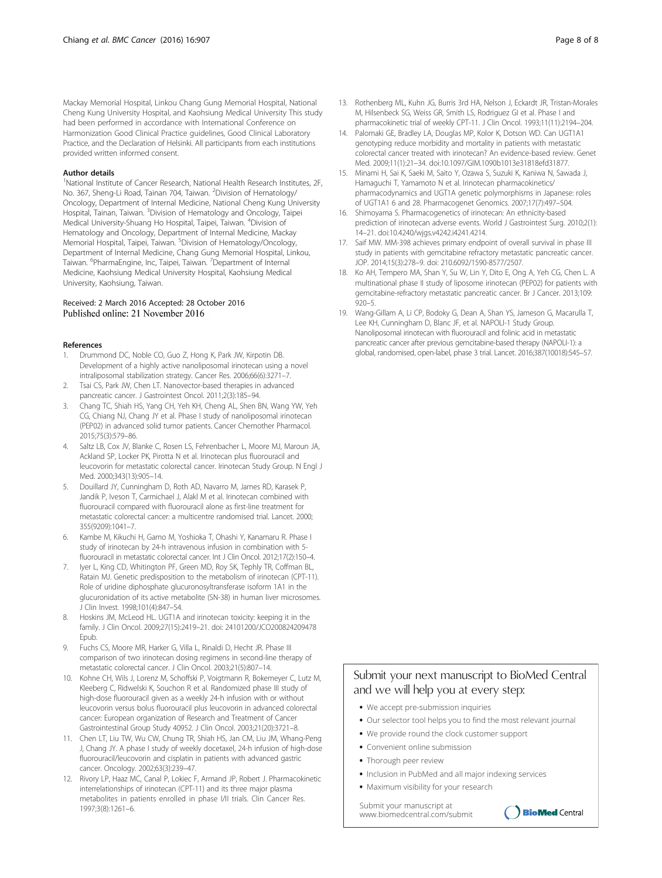Mackay Memorial Hospital, Linkou Chang Gung Memorial Hospital, National Cheng Kung University Hospital, and Kaohsiung Medical University This study had been performed in accordance with International Conference on Harmonization Good Clinical Practice guidelines, Good Clinical Laboratory Practice, and the Declaration of Helsinki. All participants from each institutions provided written informed consent.

#### Author details

[1]National Institute of Cancer Research, National Health Research Institutes, 2F, No. 367, Sheng-Li Road, Tainan 704, Taiwan. [2]Division of Hematology/ Oncology, Department of Internal Medicine, National Cheng Kung University Hospital, Tainan, Taiwan. [3]Division of Hematology and Oncology, Taipei Medical University-Shuang Ho Hospital, Taipei, Taiwan. [4]Division of Hematology and Oncology, Department of Internal Medicine, Mackay Memorial Hospital, Taipei, Taiwan. [5]Division of Hematology/Oncology, Department of Internal Medicine, Chang Gung Memorial Hospital, Linkou, Taiwan. [6]PharmaEngine, Inc, Taipei, Taiwan. [7]Department of Internal Medicine, Kaohsiung Medical University Hospital, Kaohsiung Medical University, Kaohsiung, Taiwan.

Received: 2 March 2016 Accepted: 28 October 2016
Published online: 21 November 2016

#### References

1. Drummond DC, Noble CO, Guo Z, Hong K, Park JW, Kirpotin DB. Development of a highly active nanoliposomal irinotecan using a novel intraliposomal stabilization strategy. Cancer Res. 2006;66(6):3271–7.
2. Tsai CS, Park JW, Chen LT. Nanovector-based therapies in advanced pancreatic cancer. J Gastrointest Oncol. 2011;2(3):185–94.
3. Chang TC, Shiah HS, Yang CH, Yeh KH, Cheng AL, Shen BN, Wang YW, Yeh CG, Chiang NJ, Chang JY et al. Phase I study of nanoliposomal irinotecan (PEP02) in advanced solid tumor patients. Cancer Chemother Pharmacol. 2015;75(3):579–86.
4. Saltz LB, Cox JV, Blanke C, Rosen LS, Fehrenbacher L, Moore MJ, Maroun JA, Ackland SP, Locker PK, Pirotta N et al. Irinotecan plus fluorouracil and leucovorin for metastatic colorectal cancer. Irinotecan Study Group. N Engl J Med. 2000;343(13):905–14.
5. Douillard JY, Cunningham D, Roth AD, Navarro M, James RD, Karasek P, Jandik P, Iveson T, Carmichael J, Alakl M et al. Irinotecan combined with fluorouracil compared with fluorouracil alone as first-line treatment for metastatic colorectal cancer: a multicentre randomised trial. Lancet. 2000; 355(9209):1041–7.
6. Kambe M, Kikuchi H, Gamo M, Yoshioka T, Ohashi Y, Kanamaru R. Phase I study of irinotecan by 24-h intravenous infusion in combination with 5-fluorouracil in metastatic colorectal cancer. Int J Clin Oncol. 2012;17(2):150–4.
7. Iyer L, King CD, Whitington PF, Green MD, Roy SK, Tephly TR, Coffman BL, Ratain MJ. Genetic predisposition to the metabolism of irinotecan (CPT-11). Role of uridine diphosphate glucuronosyltransferase isoform 1A1 in the glucuronidation of its active metabolite (SN-38) in human liver microsomes. J Clin Invest. 1998;101(4):847–54.
8. Hoskins JM, McLeod HL. UGT1A and irinotecan toxicity: keeping it in the family. J Clin Oncol. 2009;27(15):2419–21. doi: 24101200/JCO200824209478 Epub.
9. Fuchs CS, Moore MR, Harker G, Villa L, Rinaldi D, Hecht JR. Phase III comparison of two irinotecan dosing regimens in second-line therapy of metastatic colorectal cancer. J Clin Oncol. 2003;21(5):807–14.
10. Kohne CH, Wils J, Lorenz M, Schoffski P, Voigtmann R, Bokemeyer C, Lutz M, Kleeberg C, Ridwelski K, Souchon R et al. Randomized phase III study of high-dose fluorouracil given as a weekly 24-h infusion with or without leucovorin versus bolus fluorouracil plus leucovorin in advanced colorectal cancer: European organization of Research and Treatment of Cancer Gastrointestinal Group Study 40952. J Clin Oncol. 2003;21(20):3721–8.
11. Chen LT, Liu TW, Wu CW, Chung TR, Shiah HS, Jan CM, Liu JM, Whang-Peng J, Chang JY. A phase I study of weekly docetaxel, 24-h infusion of high-dose fluorouracil/leucovorin and cisplatin in patients with advanced gastric cancer. Oncology. 2002;63(3):239–47.
12. Rivory LP, Haaz MC, Canal P, Lokiec F, Armand JP, Robert J. Pharmacokinetic interrelationships of irinotecan (CPT-11) and its three major plasma metabolites in patients enrolled in phase I/II trials. Clin Cancer Res. 1997;3(8):1261–6.
13. Rothenberg ML, Kuhn JG, Burris 3rd HA, Nelson J, Eckardt JR, Tristan-Morales M, Hilsenbeck SG, Weiss GR, Smith LS, Rodriguez GI et al. Phase I and pharmacokinetic trial of weekly CPT-11. J Clin Oncol. 1993;11(11):2194–204.
14. Palomaki GE, Bradley LA, Douglas MP, Kolor K, Dotson WD. Can UGT1A1 genotyping reduce morbidity and mortality in patients with metastatic colorectal cancer treated with irinotecan? An evidence-based review. Genet Med. 2009;11(1):21–34. doi:10.1097/GIM.1090b1013e31818efd31877.
15. Minami H, Sai K, Saeki M, Saito Y, Ozawa S, Suzuki K, Kaniwa N, Sawada J, Hamaguchi T, Yamamoto N et al. Irinotecan pharmacokinetics/ pharmacodynamics and UGT1A genetic polymorphisms in Japanese: roles of UGT1A1 6 and 28. Pharmacogenet Genomics. 2007;17(7):497–504.
16. Shimoyama S. Pharmacogenetics of irinotecan: An ethnicity-based prediction of irinotecan adverse events. World J Gastrointest Surg. 2010;2(1): 14–21. doi:10.4240/wjgs.v4242.i4241.4214.
17. Saif MW. MM-398 achieves primary endpoint of overall survival in phase III study in patients with gemcitabine refractory metastatic pancreatic cancer. JOP. 2014;15(3):278–9. doi: 210.6092/1590-8577/2507.
18. Ko AH, Tempero MA, Shan Y, Su W, Lin Y, Dito E, Ong A, Yeh CG, Chen L. A multinational phase II study of liposome irinotecan (PEP02) for patients with gemcitabine-refractory metastatic pancreatic cancer. Br J Cancer. 2013;109: 920–5.
19. Wang-Gillam A, Li CP, Bodoky G, Dean A, Shan YS, Jameson G, Macarulla T, Lee KH, Cunningham D, Blanc JF, et al. NAPOLI-1 Study Group. Nanoliposomal irinotecan with fluorouracil and folinic acid in metastatic pancreatic cancer after previous gemcitabine-based therapy (NAPOLI-1): a global, randomised, open-label, phase 3 trial. Lancet. 2016;387(10018):545–57.

Submit your next manuscript to BioMed Central and we will help you at every step:

- We accept pre-submission inquiries
- Our selector tool helps you to find the most relevant journal
- We provide round the clock customer support
- Convenient online submission
- Thorough peer review
- Inclusion in PubMed and all major indexing services
- Maximum visibility for your research

Submit your manuscript at
www.biomedcentral.com/submit

BioMed Central